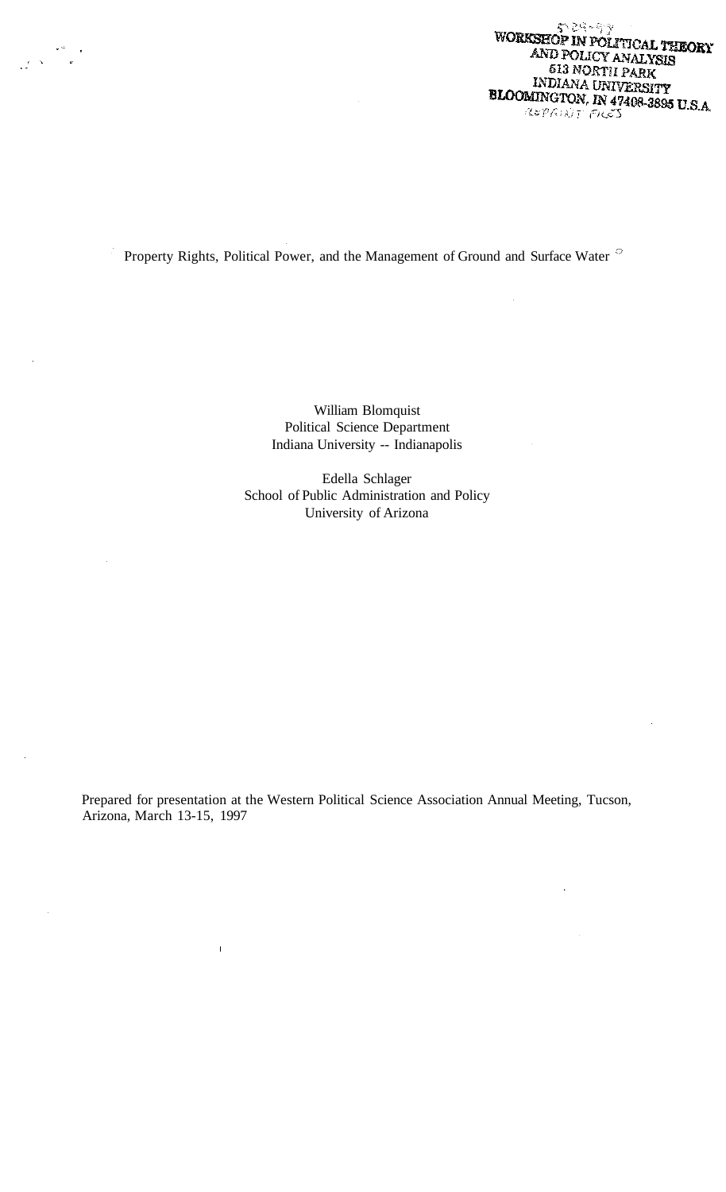WORKSHOP IN POLITICAL THEORY AND POLICY ANALYSIS
513 NORTH PARK
INDIANA UNIVERSITY
BLOOMINGTON, IN 47408-3895 U.S.A.
REPRINT FILES

# Property Rights, Political Power, and the Management of Ground and Surface Water

William Blomquist
Political Science Department
Indiana University -- Indianapolis

Edella Schlager
School of Public Administration and Policy
University of Arizona

Prepared for presentation at the Western Political Science Association Annual Meeting, Tucson, Arizona, March 13-15, 1997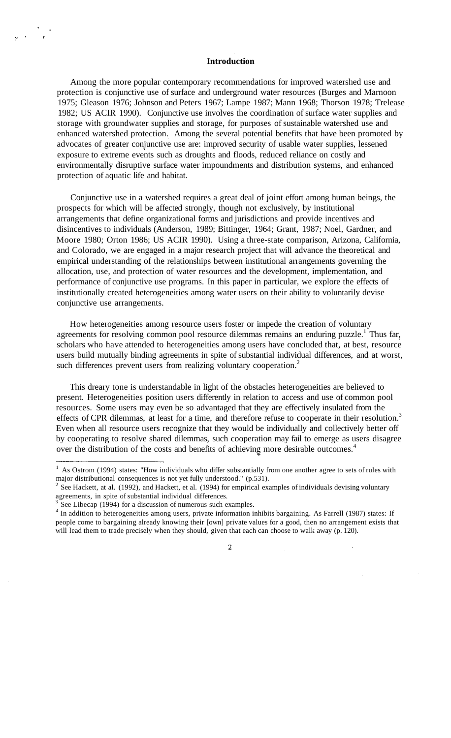## Introduction

Among the more popular contemporary recommendations for improved watershed use and protection is conjunctive use of surface and underground water resources (Burges and Marnoon 1975; Gleason 1976; Johnson and Peters 1967; Lampe 1987; Mann 1968; Thorson 1978; Trelease 1982; US ACIR 1990). Conjunctive use involves the coordination of surface water supplies and storage with groundwater supplies and storage, for purposes of sustainable watershed use and enhanced watershed protection. Among the several potential benefits that have been promoted by advocates of greater conjunctive use are: improved security of usable water supplies, lessened exposure to extreme events such as droughts and floods, reduced reliance on costly and environmentally disruptive surface water impoundments and distribution systems, and enhanced protection of aquatic life and habitat.

Conjunctive use in a watershed requires a great deal of joint effort among human beings, the prospects for which will be affected strongly, though not exclusively, by institutional arrangements that define organizational forms and jurisdictions and provide incentives and disincentives to individuals (Anderson, 1989; Bittinger, 1964; Grant, 1987; Noel, Gardner, and Moore 1980; Orton 1986; US ACIR 1990). Using a three-state comparison, Arizona, California, and Colorado, we are engaged in a major research project that will advance the theoretical and empirical understanding of the relationships between institutional arrangements governing the allocation, use, and protection of water resources and the development, implementation, and performance of conjunctive use programs. In this paper in particular, we explore the effects of institutionally created heterogeneities among water users on their ability to voluntarily devise conjunctive use arrangements.

How heterogeneities among resource users foster or impede the creation of voluntary agreements for resolving common pool resource dilemmas remains an enduring puzzle.[1] Thus far, scholars who have attended to heterogeneities among users have concluded that, at best, resource users build mutually binding agreements in spite of substantial individual differences, and at worst, such differences prevent users from realizing voluntary cooperation.[2]

This dreary tone is understandable in light of the obstacles heterogeneities are believed to present. Heterogeneities position users differently in relation to access and use of common pool resources. Some users may even be so advantaged that they are effectively insulated from the effects of CPR dilemmas, at least for a time, and therefore refuse to cooperate in their resolution.[3] Even when all resource users recognize that they would be individually and collectively better off by cooperating to resolve shared dilemmas, such cooperation may fail to emerge as users disagree over the distribution of the costs and benefits of achieving more desirable outcomes.[4]

---

[1] As Ostrom (1994) states: "How individuals who differ substantially from one another agree to sets of rules with major distributional consequences is not yet fully understood." (p.531).

[2] See Hackett, at al. (1992), and Hackett, et al. (1994) for empirical examples of individuals devising voluntary agreements, in spite of substantial individual differences.

[3] See Libecap (1994) for a discussion of numerous such examples.

[4] In addition to heterogeneities among users, private information inhibits bargaining. As Farrell (1987) states: If people come to bargaining already knowing their [own] private values for a good, then no arrangement exists that will lead them to trade precisely when they should, given that each can choose to walk away (p. 120).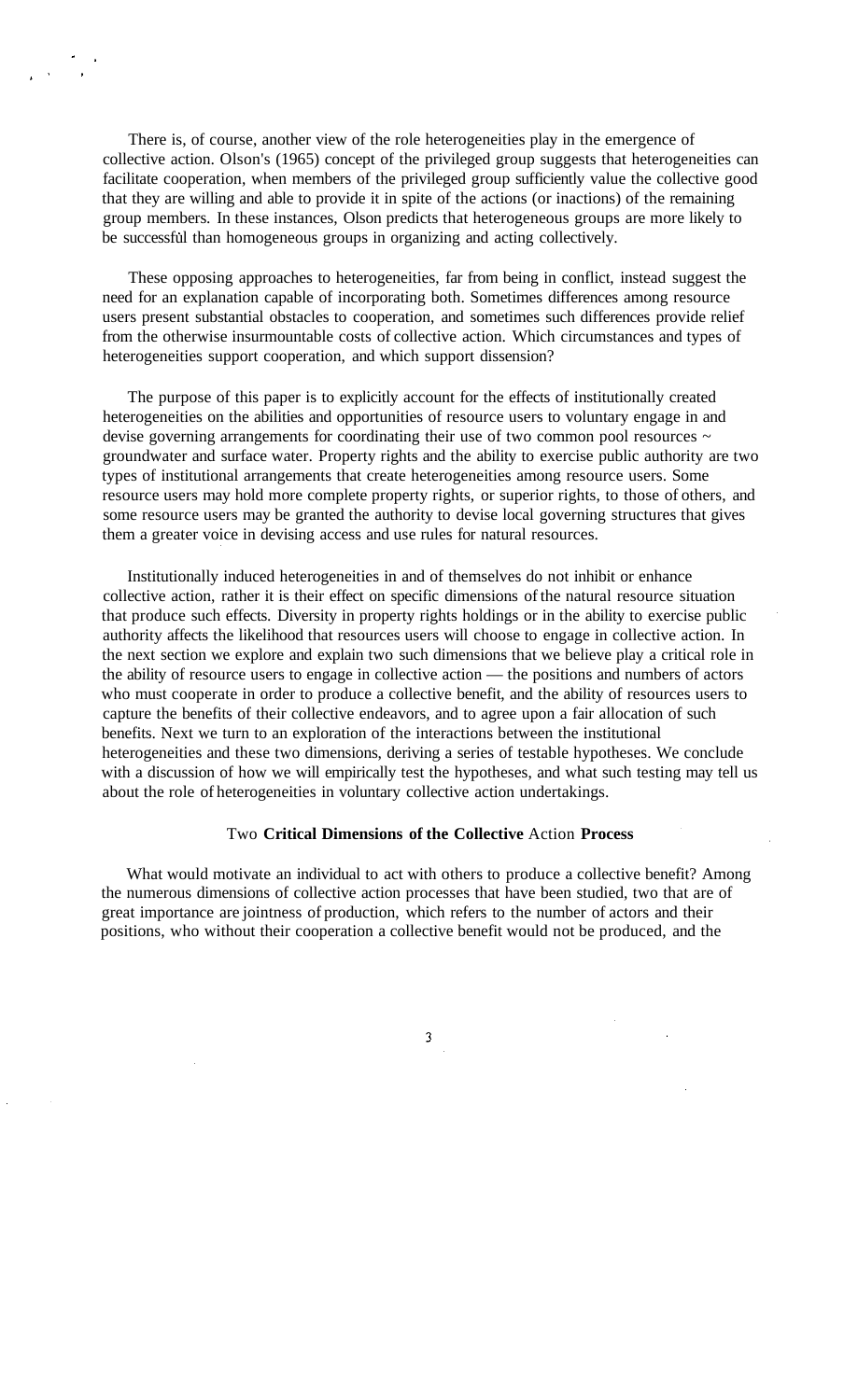There is, of course, another view of the role heterogeneities play in the emergence of collective action. Olson's (1965) concept of the privileged group suggests that heterogeneities can facilitate cooperation, when members of the privileged group sufficiently value the collective good that they are willing and able to provide it in spite of the actions (or inactions) of the remaining group members. In these instances, Olson predicts that heterogeneous groups are more likely to be successful than homogeneous groups in organizing and acting collectively.

These opposing approaches to heterogeneities, far from being in conflict, instead suggest the need for an explanation capable of incorporating both. Sometimes differences among resource users present substantial obstacles to cooperation, and sometimes such differences provide relief from the otherwise insurmountable costs of collective action. Which circumstances and types of heterogeneities support cooperation, and which support dissension?

The purpose of this paper is to explicitly account for the effects of institutionally created heterogeneities on the abilities and opportunities of resource users to voluntary engage in and devise governing arrangements for coordinating their use of two common pool resources ~ groundwater and surface water. Property rights and the ability to exercise public authority are two types of institutional arrangements that create heterogeneities among resource users. Some resource users may hold more complete property rights, or superior rights, to those of others, and some resource users may be granted the authority to devise local governing structures that gives them a greater voice in devising access and use rules for natural resources.

Institutionally induced heterogeneities in and of themselves do not inhibit or enhance collective action, rather it is their effect on specific dimensions of the natural resource situation that produce such effects. Diversity in property rights holdings or in the ability to exercise public authority affects the likelihood that resources users will choose to engage in collective action. In the next section we explore and explain two such dimensions that we believe play a critical role in the ability of resource users to engage in collective action — the positions and numbers of actors who must cooperate in order to produce a collective benefit, and the ability of resources users to capture the benefits of their collective endeavors, and to agree upon a fair allocation of such benefits. Next we turn to an exploration of the interactions between the institutional heterogeneities and these two dimensions, deriving a series of testable hypotheses. We conclude with a discussion of how we will empirically test the hypotheses, and what such testing may tell us about the role of heterogeneities in voluntary collective action undertakings.

## Two Critical Dimensions of the Collective Action Process

What would motivate an individual to act with others to produce a collective benefit? Among the numerous dimensions of collective action processes that have been studied, two that are of great importance are jointness of production, which refers to the number of actors and their positions, who without their cooperation a collective benefit would not be produced, and the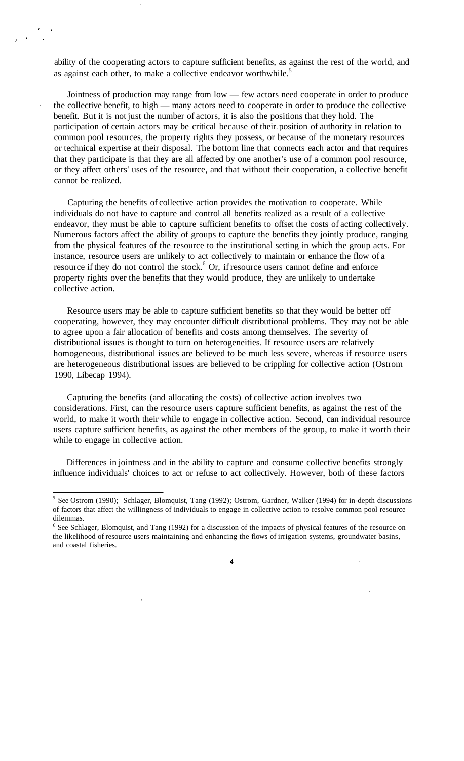ability of the cooperating actors to capture sufficient benefits, as against the rest of the world, and as against each other, to make a collective endeavor worthwhile.[5]

Jointness of production may range from low — few actors need cooperate in order to produce the collective benefit, to high — many actors need to cooperate in order to produce the collective benefit. But it is not just the number of actors, it is also the positions that they hold. The participation of certain actors may be critical because of their position of authority in relation to common pool resources, the property rights they possess, or because of the monetary resources or technical expertise at their disposal. The bottom line that connects each actor and that requires that they participate is that they are all affected by one another's use of a common pool resource, or they affect others' uses of the resource, and that without their cooperation, a collective benefit cannot be realized.

Capturing the benefits of collective action provides the motivation to cooperate. While individuals do not have to capture and control all benefits realized as a result of a collective endeavor, they must be able to capture sufficient benefits to offset the costs of acting collectively. Numerous factors affect the ability of groups to capture the benefits they jointly produce, ranging from the physical features of the resource to the institutional setting in which the group acts. For instance, resource users are unlikely to act collectively to maintain or enhance the flow of a resource if they do not control the stock.[6] Or, if resource users cannot define and enforce property rights over the benefits that they would produce, they are unlikely to undertake collective action.

Resource users may be able to capture sufficient benefits so that they would be better off cooperating, however, they may encounter difficult distributional problems. They may not be able to agree upon a fair allocation of benefits and costs among themselves. The severity of distributional issues is thought to turn on heterogeneities. If resource users are relatively homogeneous, distributional issues are believed to be much less severe, whereas if resource users are heterogeneous distributional issues are believed to be crippling for collective action (Ostrom 1990, Libecap 1994).

Capturing the benefits (and allocating the costs) of collective action involves two considerations. First, can the resource users capture sufficient benefits, as against the rest of the world, to make it worth their while to engage in collective action. Second, can individual resource users capture sufficient benefits, as against the other members of the group, to make it worth their while to engage in collective action.

Differences in jointness and in the ability to capture and consume collective benefits strongly influence individuals' choices to act or refuse to act collectively. However, both of these factors

---

[5] See Ostrom (1990); Schlager, Blomquist, Tang (1992); Ostrom, Gardner, Walker (1994) for in-depth discussions of factors that affect the willingness of individuals to engage in collective action to resolve common pool resource dilemmas.

[6] See Schlager, Blomquist, and Tang (1992) for a discussion of the impacts of physical features of the resource on the likelihood of resource users maintaining and enhancing the flows of irrigation systems, groundwater basins, and coastal fisheries.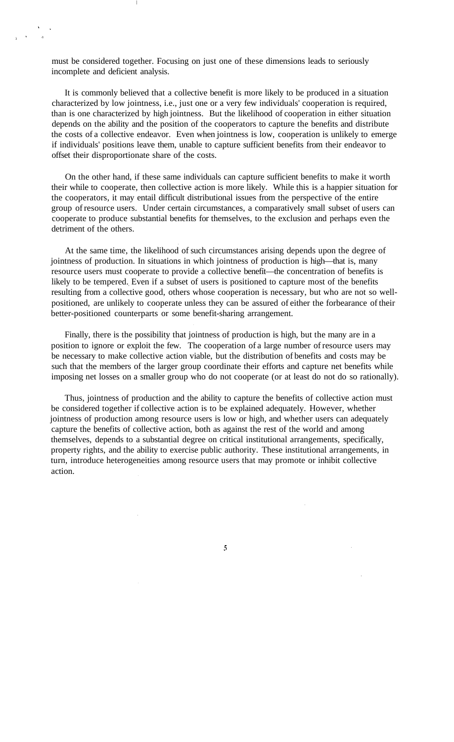must be considered together. Focusing on just one of these dimensions leads to seriously incomplete and deficient analysis.

It is commonly believed that a collective benefit is more likely to be produced in a situation characterized by low jointness, i.e., just one or a very few individuals' cooperation is required, than is one characterized by high jointness. But the likelihood of cooperation in either situation depends on the ability and the position of the cooperators to capture the benefits and distribute the costs of a collective endeavor. Even when jointness is low, cooperation is unlikely to emerge if individuals' positions leave them, unable to capture sufficient benefits from their endeavor to offset their disproportionate share of the costs.

On the other hand, if these same individuals can capture sufficient benefits to make it worth their while to cooperate, then collective action is more likely. While this is a happier situation for the cooperators, it may entail difficult distributional issues from the perspective of the entire group of resource users. Under certain circumstances, a comparatively small subset of users can cooperate to produce substantial benefits for themselves, to the exclusion and perhaps even the detriment of the others.

At the same time, the likelihood of such circumstances arising depends upon the degree of jointness of production. In situations in which jointness of production is high—that is, many resource users must cooperate to provide a collective benefit—the concentration of benefits is likely to be tempered. Even if a subset of users is positioned to capture most of the benefits resulting from a collective good, others whose cooperation is necessary, but who are not so well-positioned, are unlikely to cooperate unless they can be assured of either the forbearance of their better-positioned counterparts or some benefit-sharing arrangement.

Finally, there is the possibility that jointness of production is high, but the many are in a position to ignore or exploit the few. The cooperation of a large number of resource users may be necessary to make collective action viable, but the distribution of benefits and costs may be such that the members of the larger group coordinate their efforts and capture net benefits while imposing net losses on a smaller group who do not cooperate (or at least do not do so rationally).

Thus, jointness of production and the ability to capture the benefits of collective action must be considered together if collective action is to be explained adequately. However, whether jointness of production among resource users is low or high, and whether users can adequately capture the benefits of collective action, both as against the rest of the world and among themselves, depends to a substantial degree on critical institutional arrangements, specifically, property rights, and the ability to exercise public authority. These institutional arrangements, in turn, introduce heterogeneities among resource users that may promote or inhibit collective action.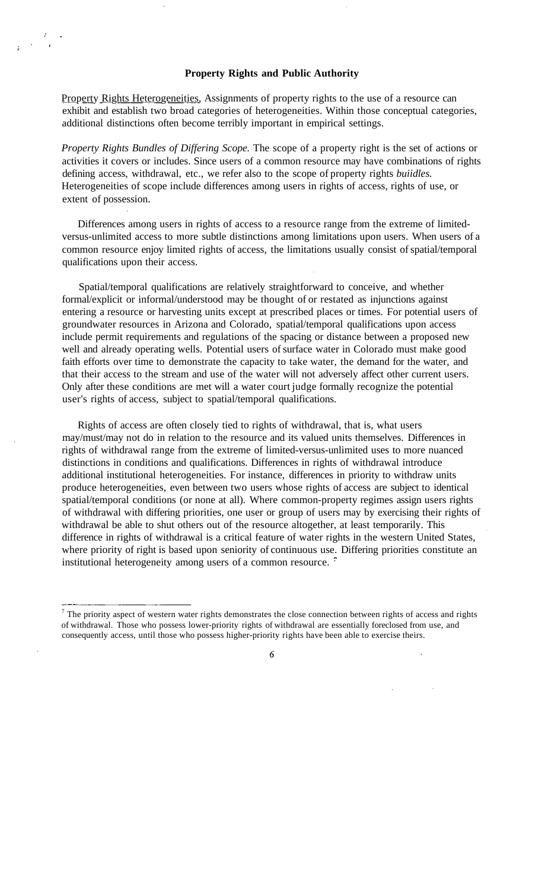## Property Rights and Public Authority

Property Rights Heterogeneities. Assignments of property rights to the use of a resource can exhibit and establish two broad categories of heterogeneities. Within those conceptual categories, additional distinctions often become terribly important in empirical settings.

*Property Rights Bundles of Differing Scope.* The scope of a property right is the set of actions or activities it covers or includes. Since users of a common resource may have combinations of rights defining access, withdrawal, etc., we refer also to the scope of property rights *buiidles.* Heterogeneities of scope include differences among users in rights of access, rights of use, or extent of possession.

Differences among users in rights of access to a resource range from the extreme of limited-versus-unlimited access to more subtle distinctions among limitations upon users. When users of a common resource enjoy limited rights of access, the limitations usually consist of spatial/temporal qualifications upon their access.

Spatial/temporal qualifications are relatively straightforward to conceive, and whether formal/explicit or informal/understood may be thought of or restated as injunctions against entering a resource or harvesting units except at prescribed places or times. For potential users of groundwater resources in Arizona and Colorado, spatial/temporal qualifications upon access include permit requirements and regulations of the spacing or distance between a proposed new well and already operating wells. Potential users of surface water in Colorado must make good faith efforts over time to demonstrate the capacity to take water, the demand for the water, and that their access to the stream and use of the water will not adversely affect other current users. Only after these conditions are met will a water court judge formally recognize the potential user's rights of access, subject to spatial/temporal qualifications.

Rights of access are often closely tied to rights of withdrawal, that is, what users may/must/may not do in relation to the resource and its valued units themselves. Differences in rights of withdrawal range from the extreme of limited-versus-unlimited uses to more nuanced distinctions in conditions and qualifications. Differences in rights of withdrawal introduce additional institutional heterogeneities. For instance, differences in priority to withdraw units produce heterogeneities, even between two users whose rights of access are subject to identical spatial/temporal conditions (or none at all). Where common-property regimes assign users rights of withdrawal with differing priorities, one user or group of users may by exercising their rights of withdrawal be able to shut others out of the resource altogether, at least temporarily. This difference in rights of withdrawal is a critical feature of water rights in the western United States, where priority of right is based upon seniority of continuous use. Differing priorities constitute an institutional heterogeneity among users of a common resource. [7]

---

[7] The priority aspect of western water rights demonstrates the close connection between rights of access and rights of withdrawal. Those who possess lower-priority rights of withdrawal are essentially foreclosed from use, and consequently access, until those who possess higher-priority rights have been able to exercise theirs.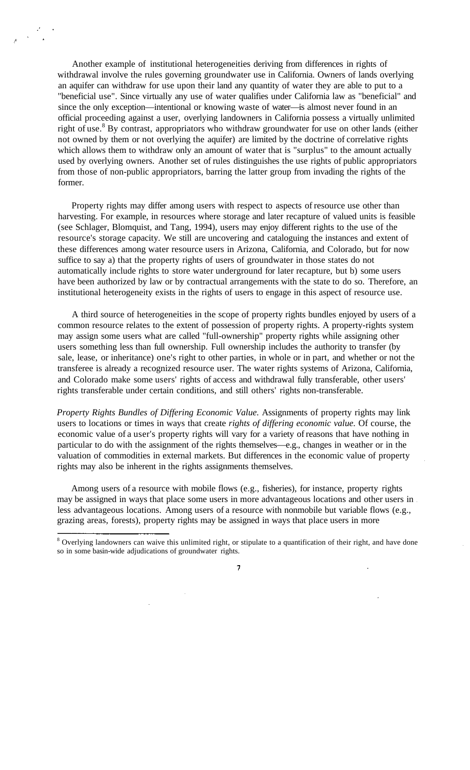Another example of institutional heterogeneities deriving from differences in rights of withdrawal involve the rules governing groundwater use in California. Owners of lands overlying an aquifer can withdraw for use upon their land any quantity of water they are able to put to a "beneficial use". Since virtually any use of water qualifies under California law as "beneficial" and since the only exception—intentional or knowing waste of water—is almost never found in an official proceeding against a user, overlying landowners in California possess a virtually unlimited right of use.[8] By contrast, appropriators who withdraw groundwater for use on other lands (either not owned by them or not overlying the aquifer) are limited by the doctrine of correlative rights which allows them to withdraw only an amount of water that is "surplus" to the amount actually used by overlying owners. Another set of rules distinguishes the use rights of public appropriators from those of non-public appropriators, barring the latter group from invading the rights of the former.

Property rights may differ among users with respect to aspects of resource use other than harvesting. For example, in resources where storage and later recapture of valued units is feasible (see Schlager, Blomquist, and Tang, 1994), users may enjoy different rights to the use of the resource's storage capacity. We still are uncovering and cataloguing the instances and extent of these differences among water resource users in Arizona, California, and Colorado, but for now suffice to say a) that the property rights of users of groundwater in those states do not automatically include rights to store water underground for later recapture, but b) some users have been authorized by law or by contractual arrangements with the state to do so. Therefore, an institutional heterogeneity exists in the rights of users to engage in this aspect of resource use.

A third source of heterogeneities in the scope of property rights bundles enjoyed by users of a common resource relates to the extent of possession of property rights. A property-rights system may assign some users what are called "full-ownership" property rights while assigning other users something less than full ownership. Full ownership includes the authority to transfer (by sale, lease, or inheritance) one's right to other parties, in whole or in part, and whether or not the transferee is already a recognized resource user. The water rights systems of Arizona, California, and Colorado make some users' rights of access and withdrawal fully transferable, other users' rights transferable under certain conditions, and still others' rights non-transferable.

*Property Rights Bundles of Differing Economic Value.* Assignments of property rights may link users to locations or times in ways that create *rights of differing economic value.* Of course, the economic value of a user's property rights will vary for a variety of reasons that have nothing in particular to do with the assignment of the rights themselves—e.g., changes in weather or in the valuation of commodities in external markets. But differences in the economic value of property rights may also be inherent in the rights assignments themselves.

Among users of a resource with mobile flows (e.g., fisheries), for instance, property rights may be assigned in ways that place some users in more advantageous locations and other users in less advantageous locations. Among users of a resource with nonmobile but variable flows (e.g., grazing areas, forests), property rights may be assigned in ways that place users in more

[8] Overlying landowners can waive this unlimited right, or stipulate to a quantification of their right, and have done so in some basin-wide adjudications of groundwater rights.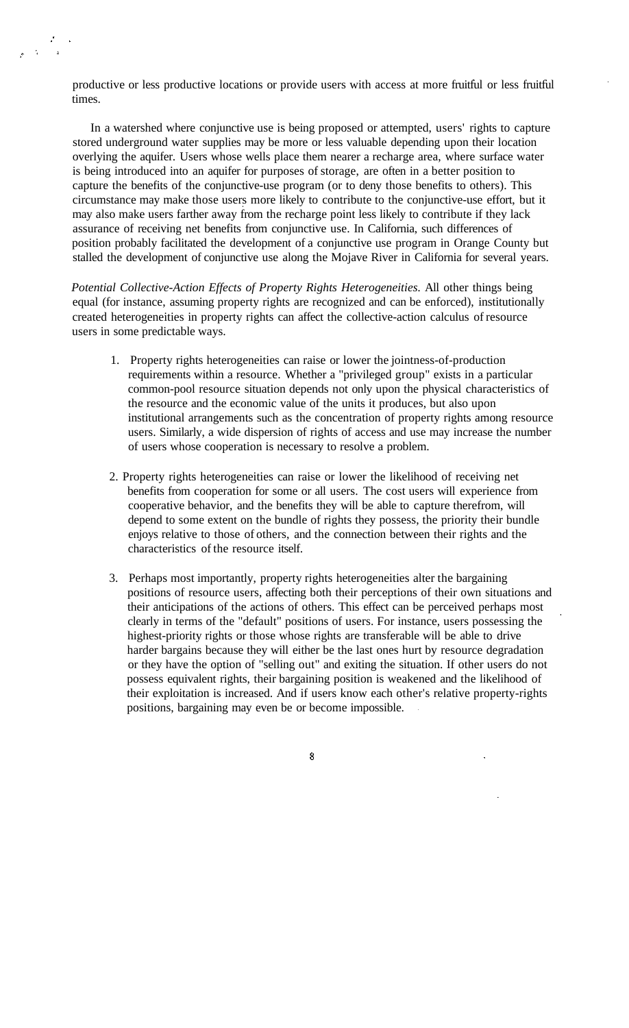productive or less productive locations or provide users with access at more fruitful or less fruitful times.

In a watershed where conjunctive use is being proposed or attempted, users' rights to capture stored underground water supplies may be more or less valuable depending upon their location overlying the aquifer. Users whose wells place them nearer a recharge area, where surface water is being introduced into an aquifer for purposes of storage, are often in a better position to capture the benefits of the conjunctive-use program (or to deny those benefits to others). This circumstance may make those users more likely to contribute to the conjunctive-use effort, but it may also make users farther away from the recharge point less likely to contribute if they lack assurance of receiving net benefits from conjunctive use. In California, such differences of position probably facilitated the development of a conjunctive use program in Orange County but stalled the development of conjunctive use along the Mojave River in California for several years.

*Potential Collective-Action Effects of Property Rights Heterogeneities.* All other things being equal (for instance, assuming property rights are recognized and can be enforced), institutionally created heterogeneities in property rights can affect the collective-action calculus of resource users in some predictable ways.

1. Property rights heterogeneities can raise or lower the jointness-of-production requirements within a resource. Whether a "privileged group" exists in a particular common-pool resource situation depends not only upon the physical characteristics of the resource and the economic value of the units it produces, but also upon institutional arrangements such as the concentration of property rights among resource users. Similarly, a wide dispersion of rights of access and use may increase the number of users whose cooperation is necessary to resolve a problem.

2. Property rights heterogeneities can raise or lower the likelihood of receiving net benefits from cooperation for some or all users. The cost users will experience from cooperative behavior, and the benefits they will be able to capture therefrom, will depend to some extent on the bundle of rights they possess, the priority their bundle enjoys relative to those of others, and the connection between their rights and the characteristics of the resource itself.

3. Perhaps most importantly, property rights heterogeneities alter the bargaining positions of resource users, affecting both their perceptions of their own situations and their anticipations of the actions of others. This effect can be perceived perhaps most clearly in terms of the "default" positions of users. For instance, users possessing the highest-priority rights or those whose rights are transferable will be able to drive harder bargains because they will either be the last ones hurt by resource degradation or they have the option of "selling out" and exiting the situation. If other users do not possess equivalent rights, their bargaining position is weakened and the likelihood of their exploitation is increased. And if users know each other's relative property-rights positions, bargaining may even be or become impossible.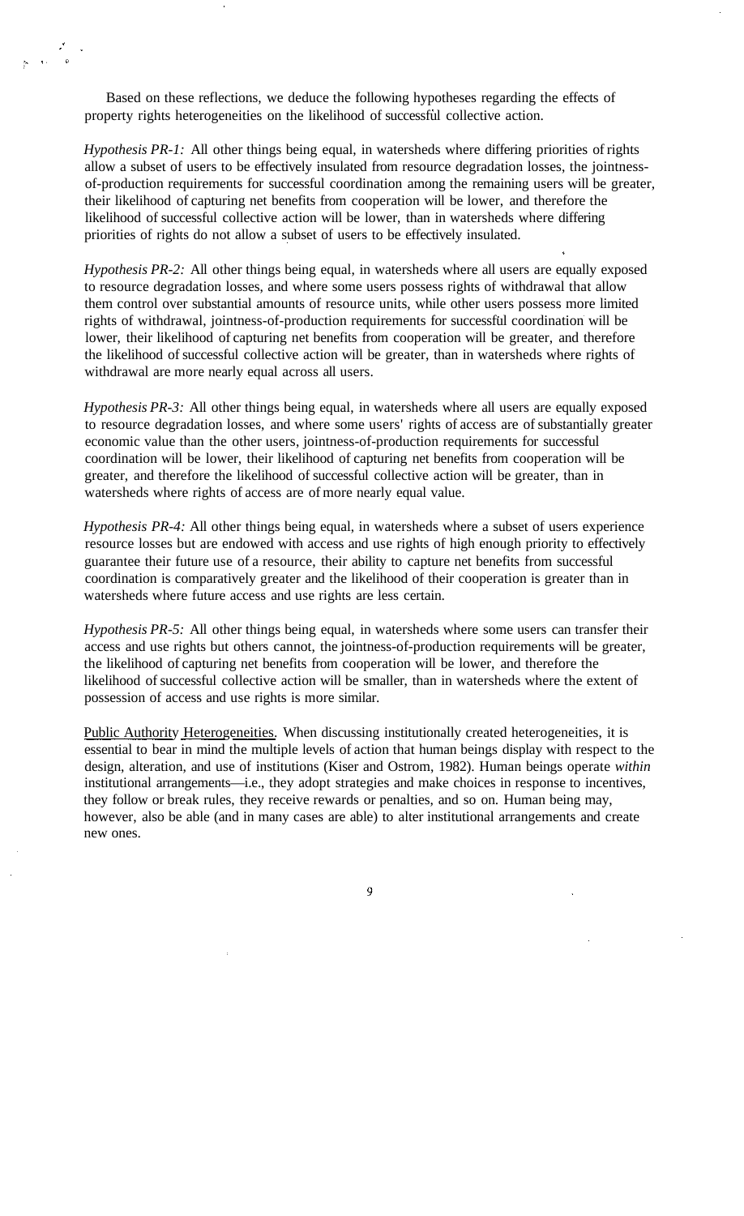Based on these reflections, we deduce the following hypotheses regarding the effects of property rights heterogeneities on the likelihood of successful collective action.

*Hypothesis PR-1:* All other things being equal, in watersheds where differing priorities of rights allow a subset of users to be effectively insulated from resource degradation losses, the jointness-of-production requirements for successful coordination among the remaining users will be greater, their likelihood of capturing net benefits from cooperation will be lower, and therefore the likelihood of successful collective action will be lower, than in watersheds where differing priorities of rights do not allow a subset of users to be effectively insulated.

*Hypothesis PR-2:* All other things being equal, in watersheds where all users are equally exposed to resource degradation losses, and where some users possess rights of withdrawal that allow them control over substantial amounts of resource units, while other users possess more limited rights of withdrawal, jointness-of-production requirements for successful coordination will be lower, their likelihood of capturing net benefits from cooperation will be greater, and therefore the likelihood of successful collective action will be greater, than in watersheds where rights of withdrawal are more nearly equal across all users.

*Hypothesis PR-3:* All other things being equal, in watersheds where all users are equally exposed to resource degradation losses, and where some users' rights of access are of substantially greater economic value than the other users, jointness-of-production requirements for successful coordination will be lower, their likelihood of capturing net benefits from cooperation will be greater, and therefore the likelihood of successful collective action will be greater, than in watersheds where rights of access are of more nearly equal value.

*Hypothesis PR-4:* All other things being equal, in watersheds where a subset of users experience resource losses but are endowed with access and use rights of high enough priority to effectively guarantee their future use of a resource, their ability to capture net benefits from successful coordination is comparatively greater and the likelihood of their cooperation is greater than in watersheds where future access and use rights are less certain.

*Hypothesis PR-5:* All other things being equal, in watersheds where some users can transfer their access and use rights but others cannot, the jointness-of-production requirements will be greater, the likelihood of capturing net benefits from cooperation will be lower, and therefore the likelihood of successful collective action will be smaller, than in watersheds where the extent of possession of access and use rights is more similar.

Public Authority Heterogeneities. When discussing institutionally created heterogeneities, it is essential to bear in mind the multiple levels of action that human beings display with respect to the design, alteration, and use of institutions (Kiser and Ostrom, 1982). Human beings operate *within* institutional arrangements—i.e., they adopt strategies and make choices in response to incentives, they follow or break rules, they receive rewards or penalties, and so on. Human being may, however, also be able (and in many cases are able) to alter institutional arrangements and create new ones.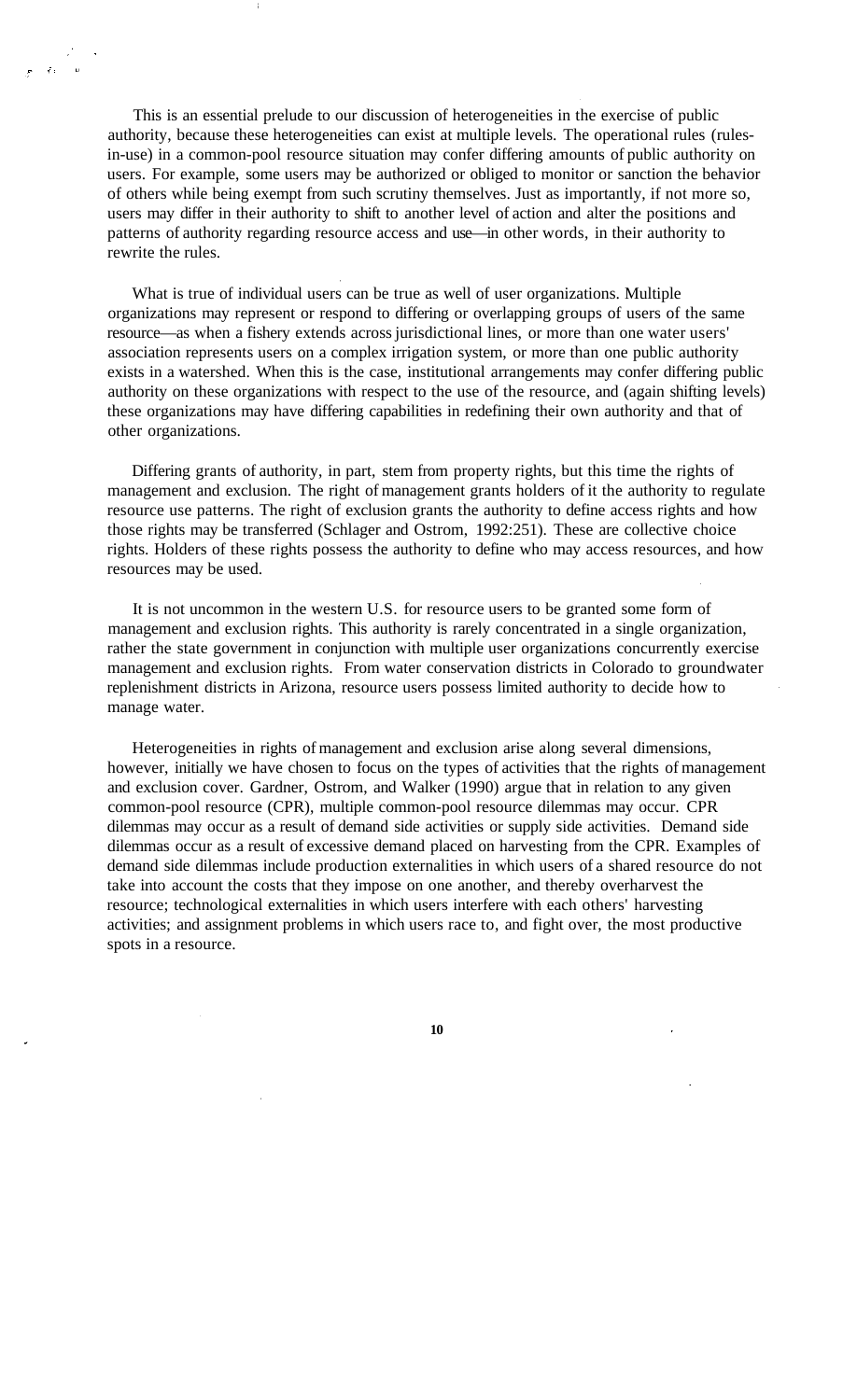This is an essential prelude to our discussion of heterogeneities in the exercise of public authority, because these heterogeneities can exist at multiple levels. The operational rules (rules-in-use) in a common-pool resource situation may confer differing amounts of public authority on users. For example, some users may be authorized or obliged to monitor or sanction the behavior of others while being exempt from such scrutiny themselves. Just as importantly, if not more so, users may differ in their authority to shift to another level of action and alter the positions and patterns of authority regarding resource access and use—in other words, in their authority to rewrite the rules.

What is true of individual users can be true as well of user organizations. Multiple organizations may represent or respond to differing or overlapping groups of users of the same resource—as when a fishery extends across jurisdictional lines, or more than one water users' association represents users on a complex irrigation system, or more than one public authority exists in a watershed. When this is the case, institutional arrangements may confer differing public authority on these organizations with respect to the use of the resource, and (again shifting levels) these organizations may have differing capabilities in redefining their own authority and that of other organizations.

Differing grants of authority, in part, stem from property rights, but this time the rights of management and exclusion. The right of management grants holders of it the authority to regulate resource use patterns. The right of exclusion grants the authority to define access rights and how those rights may be transferred (Schlager and Ostrom, 1992:251). These are collective choice rights. Holders of these rights possess the authority to define who may access resources, and how resources may be used.

It is not uncommon in the western U.S. for resource users to be granted some form of management and exclusion rights. This authority is rarely concentrated in a single organization, rather the state government in conjunction with multiple user organizations concurrently exercise management and exclusion rights. From water conservation districts in Colorado to groundwater replenishment districts in Arizona, resource users possess limited authority to decide how to manage water.

Heterogeneities in rights of management and exclusion arise along several dimensions, however, initially we have chosen to focus on the types of activities that the rights of management and exclusion cover. Gardner, Ostrom, and Walker (1990) argue that in relation to any given common-pool resource (CPR), multiple common-pool resource dilemmas may occur. CPR dilemmas may occur as a result of demand side activities or supply side activities. Demand side dilemmas occur as a result of excessive demand placed on harvesting from the CPR. Examples of demand side dilemmas include production externalities in which users of a shared resource do not take into account the costs that they impose on one another, and thereby overharvest the resource; technological externalities in which users interfere with each others' harvesting activities; and assignment problems in which users race to, and fight over, the most productive spots in a resource.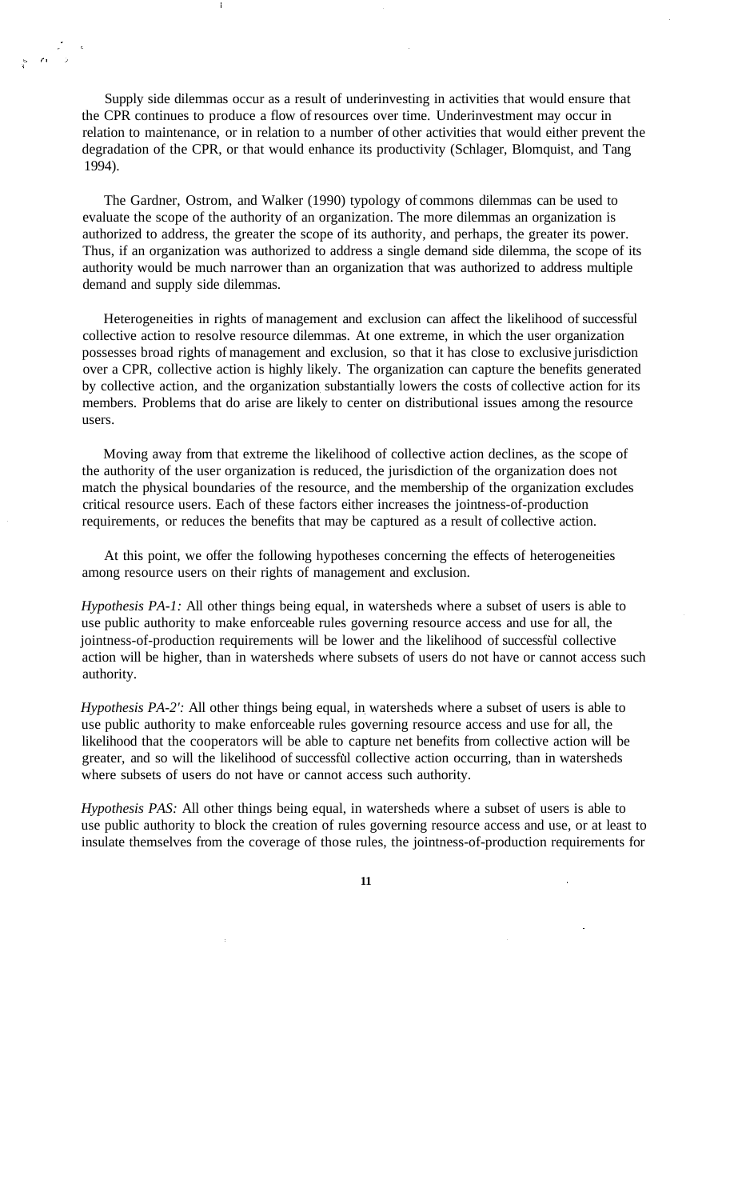Supply side dilemmas occur as a result of underinvesting in activities that would ensure that the CPR continues to produce a flow of resources over time. Underinvestment may occur in relation to maintenance, or in relation to a number of other activities that would either prevent the degradation of the CPR, or that would enhance its productivity (Schlager, Blomquist, and Tang 1994).

The Gardner, Ostrom, and Walker (1990) typology of commons dilemmas can be used to evaluate the scope of the authority of an organization. The more dilemmas an organization is authorized to address, the greater the scope of its authority, and perhaps, the greater its power. Thus, if an organization was authorized to address a single demand side dilemma, the scope of its authority would be much narrower than an organization that was authorized to address multiple demand and supply side dilemmas.

Heterogeneities in rights of management and exclusion can affect the likelihood of successful collective action to resolve resource dilemmas. At one extreme, in which the user organization possesses broad rights of management and exclusion, so that it has close to exclusive jurisdiction over a CPR, collective action is highly likely. The organization can capture the benefits generated by collective action, and the organization substantially lowers the costs of collective action for its members. Problems that do arise are likely to center on distributional issues among the resource users.

Moving away from that extreme the likelihood of collective action declines, as the scope of the authority of the user organization is reduced, the jurisdiction of the organization does not match the physical boundaries of the resource, and the membership of the organization excludes critical resource users. Each of these factors either increases the jointness-of-production requirements, or reduces the benefits that may be captured as a result of collective action.

At this point, we offer the following hypotheses concerning the effects of heterogeneities among resource users on their rights of management and exclusion.

*Hypothesis PA-1:* All other things being equal, in watersheds where a subset of users is able to use public authority to make enforceable rules governing resource access and use for all, the jointness-of-production requirements will be lower and the likelihood of successful collective action will be higher, than in watersheds where subsets of users do not have or cannot access such authority.

*Hypothesis PA-2':* All other things being equal, in watersheds where a subset of users is able to use public authority to make enforceable rules governing resource access and use for all, the likelihood that the cooperators will be able to capture net benefits from collective action will be greater, and so will the likelihood of successful collective action occurring, than in watersheds where subsets of users do not have or cannot access such authority.

*Hypothesis PAS:* All other things being equal, in watersheds where a subset of users is able to use public authority to block the creation of rules governing resource access and use, or at least to insulate themselves from the coverage of those rules, the jointness-of-production requirements for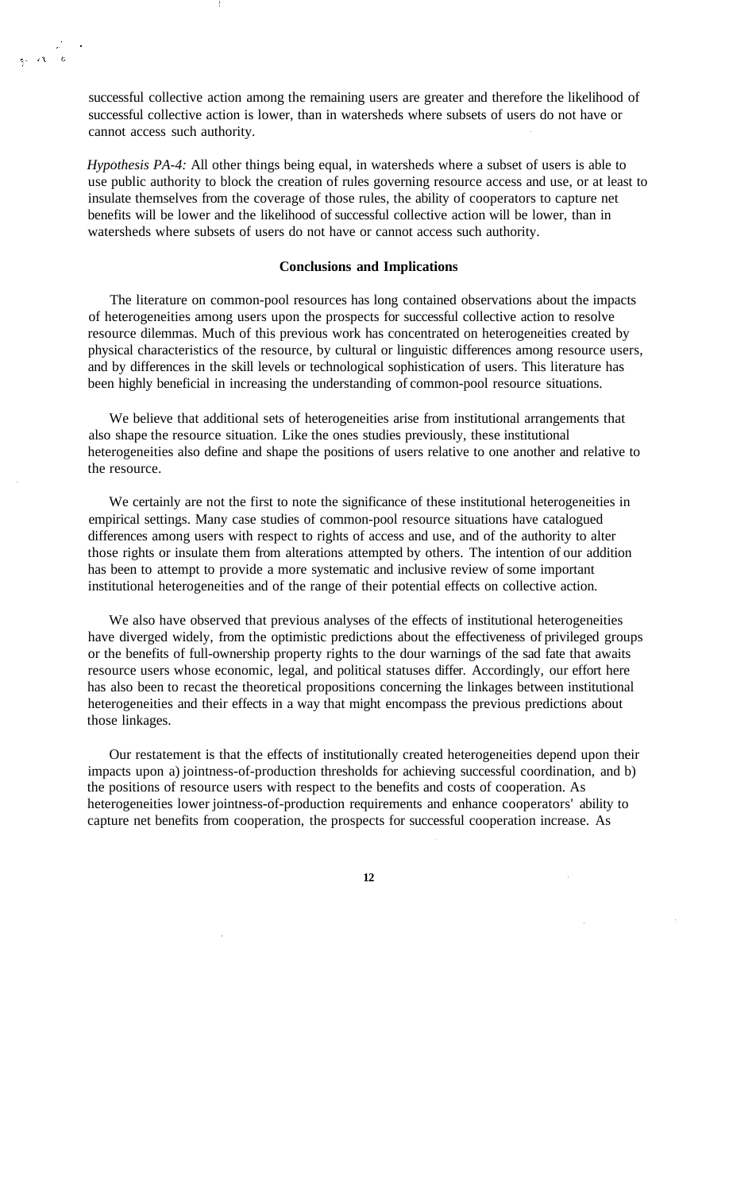successful collective action among the remaining users are greater and therefore the likelihood of successful collective action is lower, than in watersheds where subsets of users do not have or cannot access such authority.

*Hypothesis PA-4:* All other things being equal, in watersheds where a subset of users is able to use public authority to block the creation of rules governing resource access and use, or at least to insulate themselves from the coverage of those rules, the ability of cooperators to capture net benefits will be lower and the likelihood of successful collective action will be lower, than in watersheds where subsets of users do not have or cannot access such authority.

## Conclusions and Implications

The literature on common-pool resources has long contained observations about the impacts of heterogeneities among users upon the prospects for successful collective action to resolve resource dilemmas. Much of this previous work has concentrated on heterogeneities created by physical characteristics of the resource, by cultural or linguistic differences among resource users, and by differences in the skill levels or technological sophistication of users. This literature has been highly beneficial in increasing the understanding of common-pool resource situations.

We believe that additional sets of heterogeneities arise from institutional arrangements that also shape the resource situation. Like the ones studies previously, these institutional heterogeneities also define and shape the positions of users relative to one another and relative to the resource.

We certainly are not the first to note the significance of these institutional heterogeneities in empirical settings. Many case studies of common-pool resource situations have catalogued differences among users with respect to rights of access and use, and of the authority to alter those rights or insulate them from alterations attempted by others. The intention of our addition has been to attempt to provide a more systematic and inclusive review of some important institutional heterogeneities and of the range of their potential effects on collective action.

We also have observed that previous analyses of the effects of institutional heterogeneities have diverged widely, from the optimistic predictions about the effectiveness of privileged groups or the benefits of full-ownership property rights to the dour warnings of the sad fate that awaits resource users whose economic, legal, and political statuses differ. Accordingly, our effort here has also been to recast the theoretical propositions concerning the linkages between institutional heterogeneities and their effects in a way that might encompass the previous predictions about those linkages.

Our restatement is that the effects of institutionally created heterogeneities depend upon their impacts upon a) jointness-of-production thresholds for achieving successful coordination, and b) the positions of resource users with respect to the benefits and costs of cooperation. As heterogeneities lower jointness-of-production requirements and enhance cooperators' ability to capture net benefits from cooperation, the prospects for successful cooperation increase. As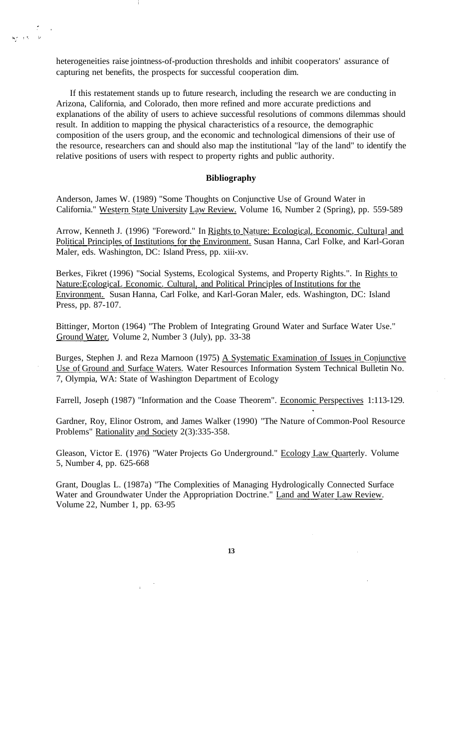heterogeneities raise jointness-of-production thresholds and inhibit cooperators' assurance of capturing net benefits, the prospects for successful cooperation dim.

If this restatement stands up to future research, including the research we are conducting in Arizona, California, and Colorado, then more refined and more accurate predictions and explanations of the ability of users to achieve successful resolutions of commons dilemmas should result. In addition to mapping the physical characteristics of a resource, the demographic composition of the users group, and the economic and technological dimensions of their use of the resource, researchers can and should also map the institutional "lay of the land" to identify the relative positions of users with respect to property rights and public authority.

## Bibliography

Anderson, James W. (1989) "Some Thoughts on Conjunctive Use of Ground Water in California." Western State University Law Review. Volume 16, Number 2 (Spring), pp. 559-589

Arrow, Kenneth J. (1996) "Foreword." In Rights to Nature: Ecological, Economic, Cultural and Political Principles of Institutions for the Environment. Susan Hanna, Carl Folke, and Karl-Goran Maler, eds. Washington, DC: Island Press, pp. xiii-xv.

Berkes, Fikret (1996) "Social Systems, Ecological Systems, and Property Rights.". In Rights to Nature:EcologicaL Economic. Cultural, and Political Principles of Institutions for the Environment. Susan Hanna, Carl Folke, and Karl-Goran Maler, eds. Washington, DC: Island Press, pp. 87-107.

Bittinger, Morton (1964) "The Problem of Integrating Ground Water and Surface Water Use." Ground Water. Volume 2, Number 3 (July), pp. 33-38

Burges, Stephen J. and Reza Marnoon (1975) A Systematic Examination of Issues in Conjunctive Use of Ground and Surface Waters. Water Resources Information System Technical Bulletin No. 7, Olympia, WA: State of Washington Department of Ecology

Farrell, Joseph (1987) "Information and the Coase Theorem". Economic Perspectives 1:113-129.

Gardner, Roy, Elinor Ostrom, and James Walker (1990) "The Nature of Common-Pool Resource Problems" Rationality and Society 2(3):335-358.

Gleason, Victor E. (1976) "Water Projects Go Underground." Ecology Law Quarterly. Volume 5, Number 4, pp. 625-668

Grant, Douglas L. (1987a) "The Complexities of Managing Hydrologically Connected Surface Water and Groundwater Under the Appropriation Doctrine." Land and Water Law Review. Volume 22, Number 1, pp. 63-95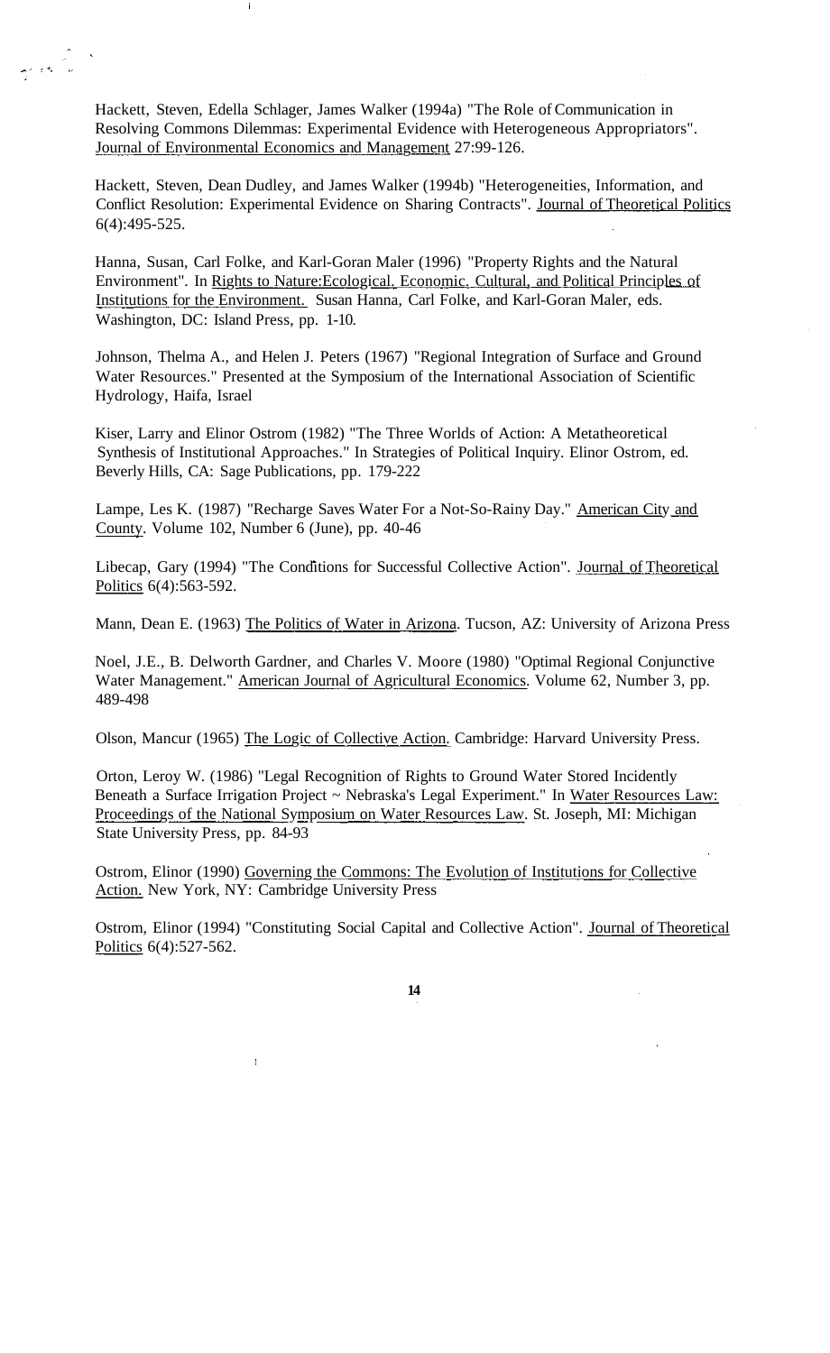Hackett, Steven, Edella Schlager, James Walker (1994a) "The Role of Communication in Resolving Commons Dilemmas: Experimental Evidence with Heterogeneous Appropriators". Journal of Environmental Economics and Management 27:99-126.

Hackett, Steven, Dean Dudley, and James Walker (1994b) "Heterogeneities, Information, and Conflict Resolution: Experimental Evidence on Sharing Contracts". Journal of Theoretical Politics 6(4):495-525.

Hanna, Susan, Carl Folke, and Karl-Goran Maler (1996) "Property Rights and the Natural Environment". In Rights to Nature:Ecological, Economic, Cultural, and Political Principles of Institutions for the Environment. Susan Hanna, Carl Folke, and Karl-Goran Maler, eds. Washington, DC: Island Press, pp. 1-10.

Johnson, Thelma A., and Helen J. Peters (1967) "Regional Integration of Surface and Ground Water Resources." Presented at the Symposium of the International Association of Scientific Hydrology, Haifa, Israel

Kiser, Larry and Elinor Ostrom (1982) "The Three Worlds of Action: A Metatheoretical Synthesis of Institutional Approaches." In Strategies of Political Inquiry. Elinor Ostrom, ed. Beverly Hills, CA: Sage Publications, pp. 179-222

Lampe, Les K. (1987) "Recharge Saves Water For a Not-So-Rainy Day." American City and County. Volume 102, Number 6 (June), pp. 40-46

Libecap, Gary (1994) "The Conditions for Successful Collective Action". Journal of Theoretical Politics 6(4):563-592.

Mann, Dean E. (1963) The Politics of Water in Arizona. Tucson, AZ: University of Arizona Press

Noel, J.E., B. Delworth Gardner, and Charles V. Moore (1980) "Optimal Regional Conjunctive Water Management." American Journal of Agricultural Economics. Volume 62, Number 3, pp. 489-498

Olson, Mancur (1965) The Logic of Collective Action. Cambridge: Harvard University Press.

Orton, Leroy W. (1986) "Legal Recognition of Rights to Ground Water Stored Incidently Beneath a Surface Irrigation Project ~ Nebraska's Legal Experiment." In Water Resources Law: Proceedings of the National Symposium on Water Resources Law. St. Joseph, MI: Michigan State University Press, pp. 84-93

Ostrom, Elinor (1990) Governing the Commons: The Evolution of Institutions for Collective Action. New York, NY: Cambridge University Press

Ostrom, Elinor (1994) "Constituting Social Capital and Collective Action". Journal of Theoretical Politics 6(4):527-562.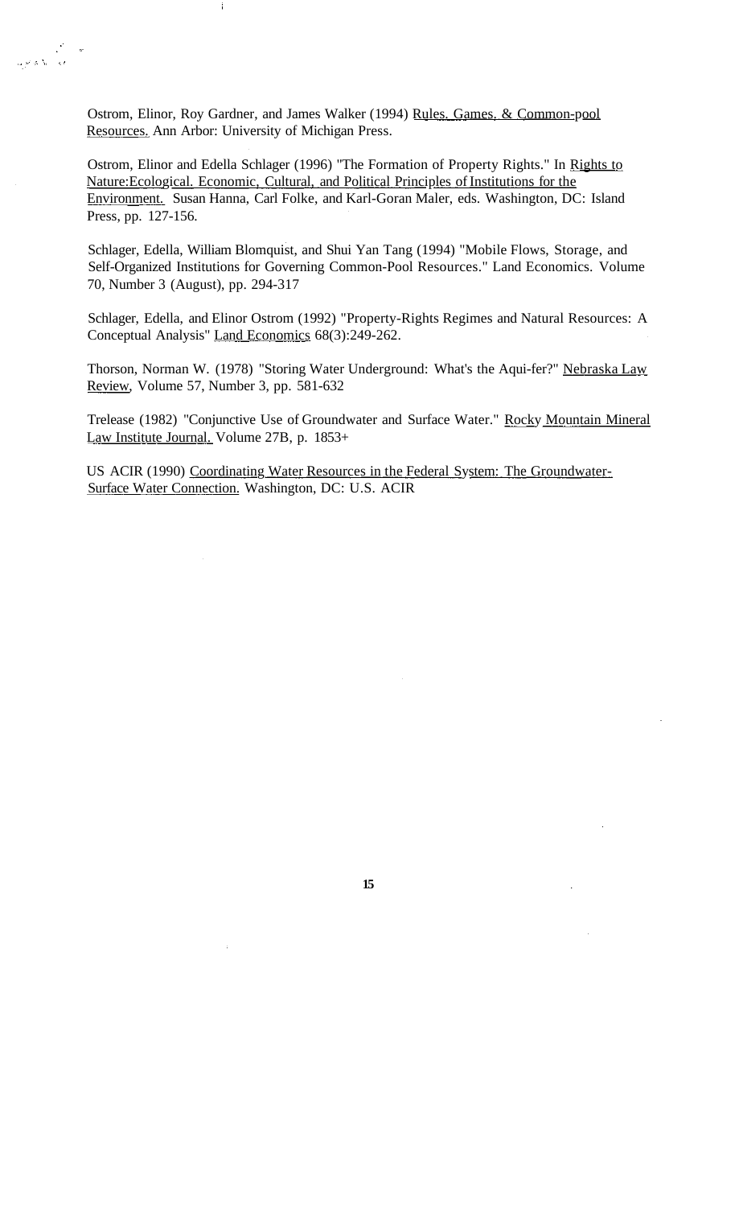Ostrom, Elinor, Roy Gardner, and James Walker (1994) Rules, Games, & Common-pool Resources. Ann Arbor: University of Michigan Press.

Ostrom, Elinor and Edella Schlager (1996) "The Formation of Property Rights." In Rights to Nature:Ecological, Economic, Cultural, and Political Principles of Institutions for the Environment. Susan Hanna, Carl Folke, and Karl-Goran Maler, eds. Washington, DC: Island Press, pp. 127-156.

Schlager, Edella, William Blomquist, and Shui Yan Tang (1994) "Mobile Flows, Storage, and Self-Organized Institutions for Governing Common-Pool Resources." Land Economics. Volume 70, Number 3 (August), pp. 294-317

Schlager, Edella, and Elinor Ostrom (1992) "Property-Rights Regimes and Natural Resources: A Conceptual Analysis" Land Economics 68(3):249-262.

Thorson, Norman W. (1978) "Storing Water Underground: What's the Aqui-fer?" Nebraska Law Review, Volume 57, Number 3, pp. 581-632

Trelease (1982) "Conjunctive Use of Groundwater and Surface Water." Rocky Mountain Mineral Law Institute Journal. Volume 27B, p. 1853+

US ACIR (1990) Coordinating Water Resources in the Federal System: The Groundwater-Surface Water Connection. Washington, DC: U.S. ACIR